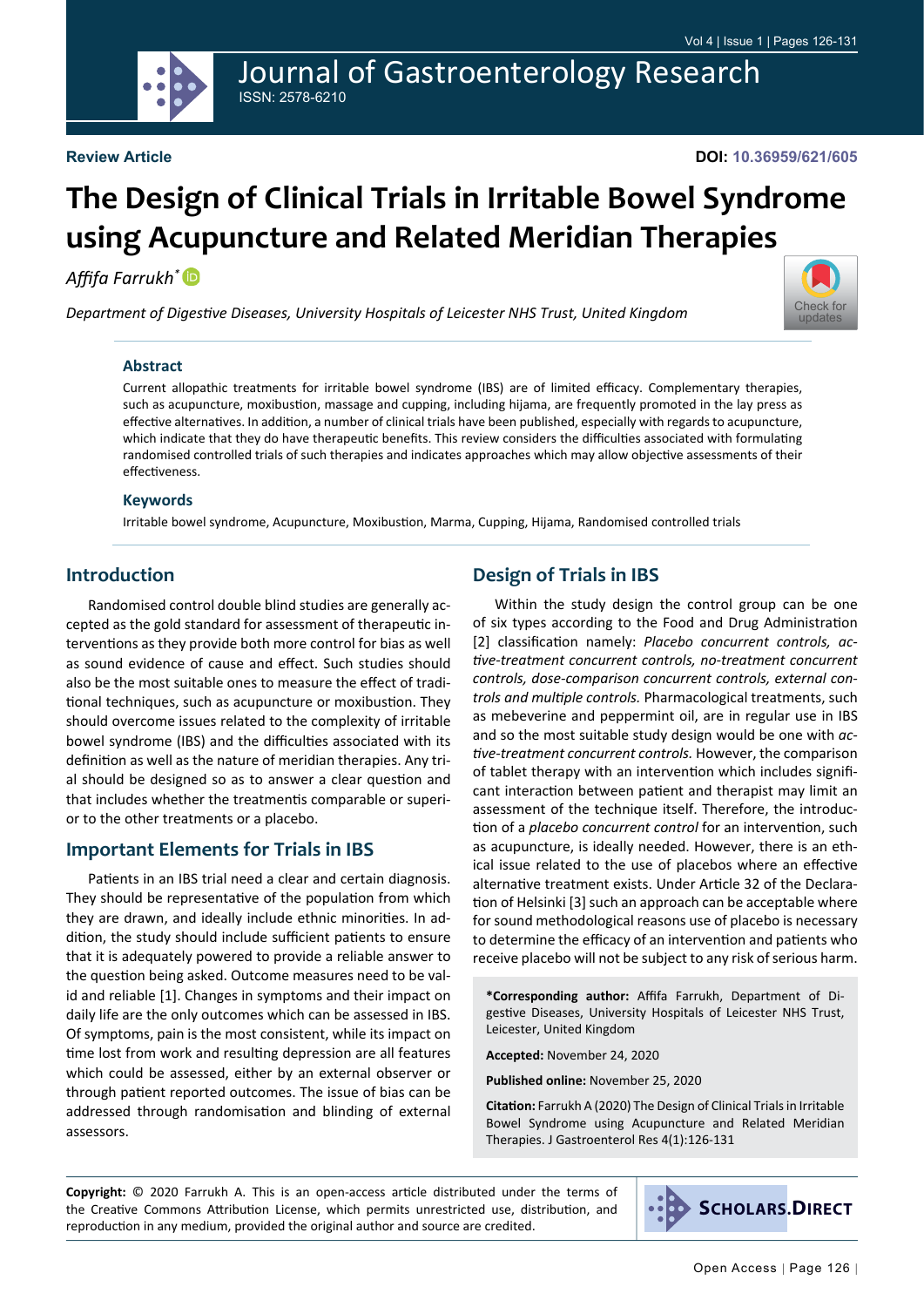Review Article

DOI: 10.36959/621/605

# The Design of Clinical Trials in Irritable Bowel Syndrome using Acupuncture and Related Meridian Therapies

*Affifa Farrukh**

*Department of Digestive Diseases, University Hospitals of Leicester NHS Trust, United Kingdom*

## Abstract

Current allopathic treatments for irritable bowel syndrome (IBS) are of limited efficacy. Complementary therapies, such as acupuncture, moxibustion, massage and cupping, including hijama, are frequently promoted in the lay press as effective alternatives. In addition, a number of clinical trials have been published, especially with regards to acupuncture, which indicate that they do have therapeutic benefits. This review considers the difficulties associated with formulating randomised controlled trials of such therapies and indicates approaches which may allow objective assessments of their effectiveness.

## Keywords

Irritable bowel syndrome, Acupuncture, Moxibustion, Marma, Cupping, Hijama, Randomised controlled trials

## Introduction

Randomised control double blind studies are generally accepted as the gold standard for assessment of therapeutic interventions as they provide both more control for bias as well as sound evidence of cause and effect. Such studies should also be the most suitable ones to measure the effect of traditional techniques, such as acupuncture or moxibustion. They should overcome issues related to the complexity of irritable bowel syndrome (IBS) and the difficulties associated with its definition as well as the nature of meridian therapies. Any trial should be designed so as to answer a clear question and that includes whether the treatmentis comparable or superior to the other treatments or a placebo.

## Important Elements for Trials in IBS

Patients in an IBS trial need a clear and certain diagnosis. They should be representative of the population from which they are drawn, and ideally include ethnic minorities. In addition, the study should include sufficient patients to ensure that it is adequately powered to provide a reliable answer to the question being asked. Outcome measures need to be valid and reliable [1]. Changes in symptoms and their impact on daily life are the only outcomes which can be assessed in IBS. Of symptoms, pain is the most consistent, while its impact on time lost from work and resulting depression are all features which could be assessed, either by an external observer or through patient reported outcomes. The issue of bias can be addressed through randomisation and blinding of external assessors.

## Design of Trials in IBS

Within the study design the control group can be one of six types according to the Food and Drug Administration [2] classification namely: *Placebo concurrent controls, active-treatment concurrent controls, no-treatment concurrent controls, dose-comparison concurrent controls, external controls and multiple controls.* Pharmacological treatments, such as mebeverine and peppermint oil, are in regular use in IBS and so the most suitable study design would be one with *active-treatment concurrent controls.* However, the comparison of tablet therapy with an intervention which includes significant interaction between patient and therapist may limit an assessment of the technique itself. Therefore, the introduction of a *placebo concurrent control* for an intervention, such as acupuncture, is ideally needed. However, there is an ethical issue related to the use of placebos where an effective alternative treatment exists. Under Article 32 of the Declaration of Helsinki [3] such an approach can be acceptable where for sound methodological reasons use of placebo is necessary to determine the efficacy of an intervention and patients who receive placebo will not be subject to any risk of serious harm.

**\*Corresponding author:** Affifa Farrukh, Department of Digestive Diseases, University Hospitals of Leicester NHS Trust, Leicester, United Kingdom

**Accepted:** November 24, 2020

**Published online:** November 25, 2020

**Citation:** Farrukh A (2020) The Design of Clinical Trials in Irritable Bowel Syndrome using Acupuncture and Related Meridian Therapies. J Gastroenterol Res 4(1):126-131

**Copyright:** © 2020 Farrukh A. This is an open-access article distributed under the terms of the Creative Commons Attribution License, which permits unrestricted use, distribution, and reproduction in any medium, provided the original author and source are credited.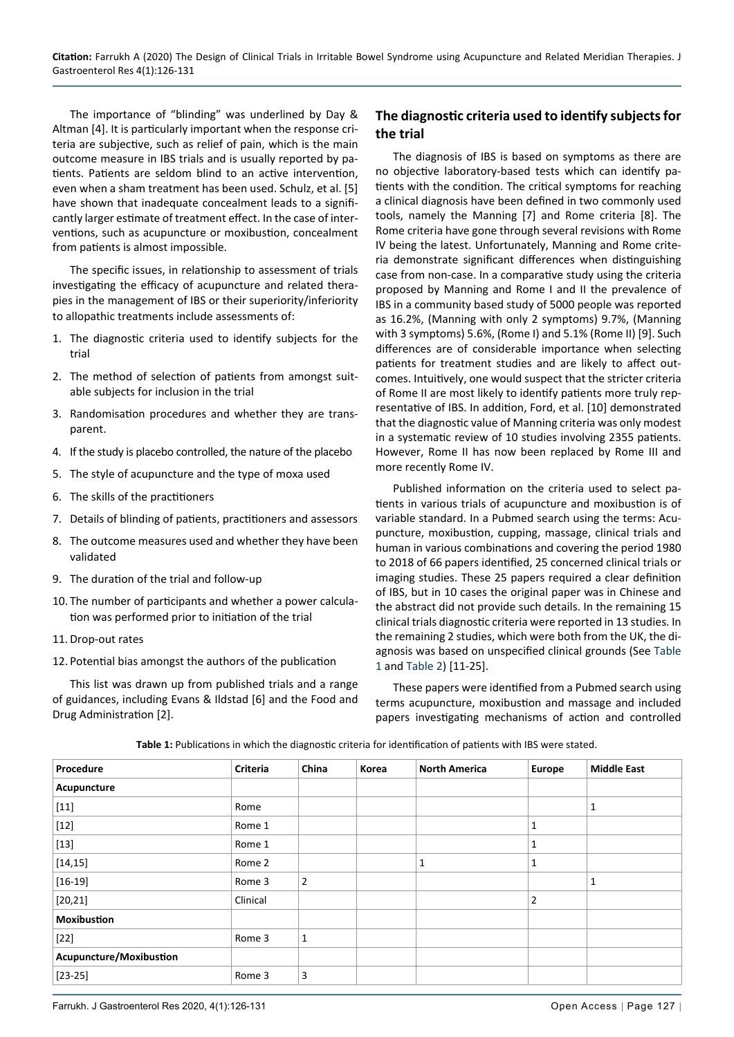The importance of "blinding" was underlined by Day & Altman [4]. It is particularly important when the response criteria are subjective, such as relief of pain, which is the main outcome measure in IBS trials and is usually reported by patients. Patients are seldom blind to an active intervention, even when a sham treatment has been used. Schulz, et al. [5] have shown that inadequate concealment leads to a significantly larger estimate of treatment effect. In the case of interventions, such as acupuncture or moxibustion, concealment from patients is almost impossible.

The specific issues, in relationship to assessment of trials investigating the efficacy of acupuncture and related therapies in the management of IBS or their superiority/inferiority to allopathic treatments include assessments of:

1. The diagnostic criteria used to identify subjects for the trial
2. The method of selection of patients from amongst suitable subjects for inclusion in the trial
3. Randomisation procedures and whether they are transparent.
4. If the study is placebo controlled, the nature of the placebo
5. The style of acupuncture and the type of moxa used
6. The skills of the practitioners
7. Details of blinding of patients, practitioners and assessors
8. The outcome measures used and whether they have been validated
9. The duration of the trial and follow-up
10. The number of participants and whether a power calculation was performed prior to initiation of the trial
11. Drop-out rates
12. Potential bias amongst the authors of the publication

This list was drawn up from published trials and a range of guidances, including Evans & Ildstad [6] and the Food and Drug Administration [2].

## The diagnostic criteria used to identify subjects for the trial

The diagnosis of IBS is based on symptoms as there are no objective laboratory-based tests which can identify patients with the condition. The critical symptoms for reaching a clinical diagnosis have been defined in two commonly used tools, namely the Manning [7] and Rome criteria [8]. The Rome criteria have gone through several revisions with Rome IV being the latest. Unfortunately, Manning and Rome criteria demonstrate significant differences when distinguishing case from non-case. In a comparative study using the criteria proposed by Manning and Rome I and II the prevalence of IBS in a community based study of 5000 people was reported as 16.2%, (Manning with only 2 symptoms) 9.7%, (Manning with 3 symptoms) 5.6%, (Rome I) and 5.1% (Rome II) [9]. Such differences are of considerable importance when selecting patients for treatment studies and are likely to affect outcomes. Intuitively, one would suspect that the stricter criteria of Rome II are most likely to identify patients more truly representative of IBS. In addition, Ford, et al. [10] demonstrated that the diagnostic value of Manning criteria was only modest in a systematic review of 10 studies involving 2355 patients. However, Rome II has now been replaced by Rome III and more recently Rome IV.

Published information on the criteria used to select patients in various trials of acupuncture and moxibustion is of variable standard. In a Pubmed search using the terms: Acupuncture, moxibustion, cupping, massage, clinical trials and human in various combinations and covering the period 1980 to 2018 of 66 papers identified, 25 concerned clinical trials or imaging studies. These 25 papers required a clear definition of IBS, but in 10 cases the original paper was in Chinese and the abstract did not provide such details. In the remaining 15 clinical trials diagnostic criteria were reported in 13 studies. In the remaining 2 studies, which were both from the UK, the diagnosis was based on unspecified clinical grounds (See Table 1 and Table 2) [11-25].

These papers were identified from a Pubmed search using terms acupuncture, moxibustion and massage and included papers investigating mechanisms of action and controlled

**Table 1:** Publications in which the diagnostic criteria for identification of patients with IBS were stated.

| Procedure | Criteria | China | Korea | North America | Europe | Middle East |
|---|---|---|---|---|---|---|
| **Acupuncture** | | | | | | |
| [11] | Rome | | | | | 1 |
| [12] | Rome 1 | | | | 1 | |
| [13] | Rome 1 | | | | 1 | |
| [14,15] | Rome 2 | | | 1 | 1 | |
| [16-19] | Rome 3 | 2 | | | | 1 |
| [20,21] | Clinical | | | | 2 | |
| **Moxibustion** | | | | | | |
| [22] | Rome 3 | 1 | | | | |
| **Acupuncture/Moxibustion** | | | | | | |
| [23-25] | Rome 3 | 3 | | | | |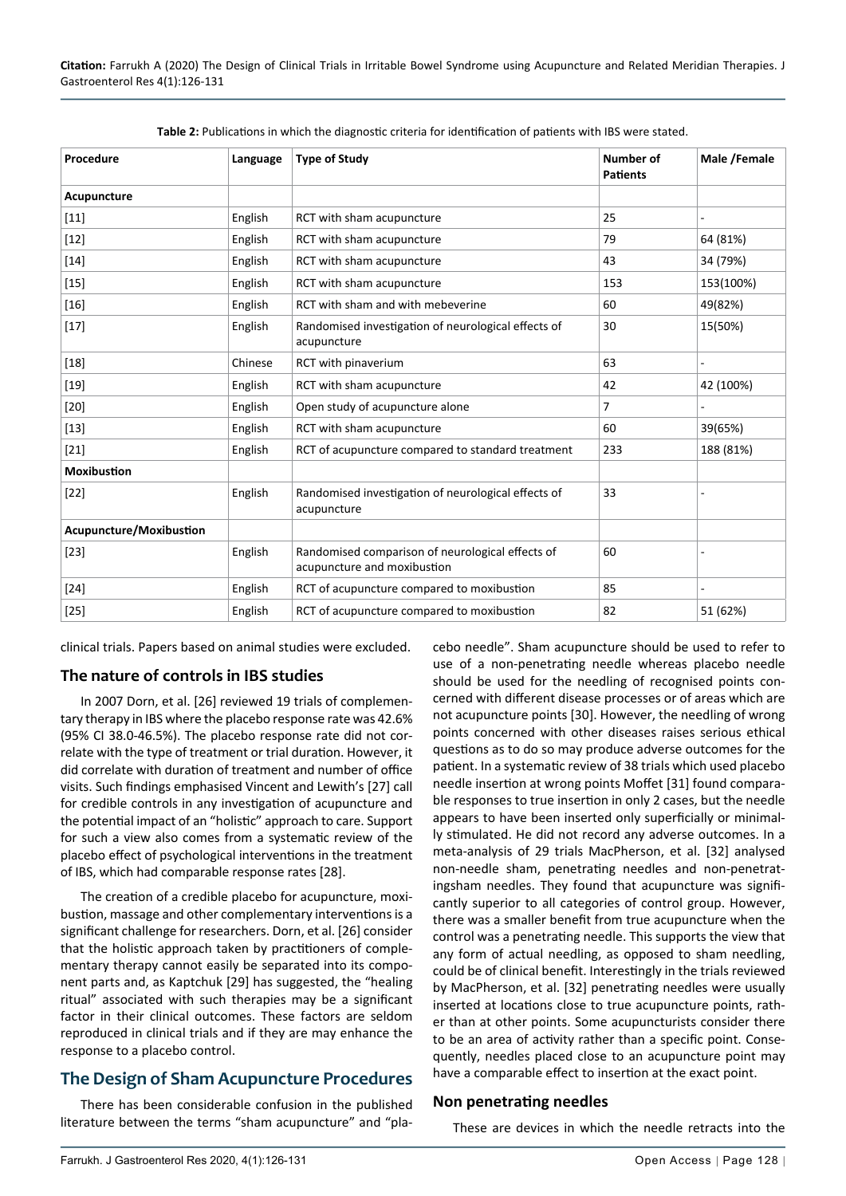**Table 2:** Publications in which the diagnostic criteria for identification of patients with IBS were stated.

| Procedure | Language | Type of Study | Number of Patients | Male /Female |
|---|---|---|---|---|
| **Acupuncture** | | | | |
| [11] | English | RCT with sham acupuncture | 25 | - |
| [12] | English | RCT with sham acupuncture | 79 | 64 (81%) |
| [14] | English | RCT with sham acupuncture | 43 | 34 (79%) |
| [15] | English | RCT with sham acupuncture | 153 | 153(100%) |
| [16] | English | RCT with sham and with mebeverine | 60 | 49(82%) |
| [17] | English | Randomised investigation of neurological effects of acupuncture | 30 | 15(50%) |
| [18] | Chinese | RCT with pinaverium | 63 | - |
| [19] | English | RCT with sham acupuncture | 42 | 42 (100%) |
| [20] | English | Open study of acupuncture alone | 7 | - |
| [13] | English | RCT with sham acupuncture | 60 | 39(65%) |
| [21] | English | RCT of acupuncture compared to standard treatment | 233 | 188 (81%) |
| **Moxibustion** | | | | |
| [22] | English | Randomised investigation of neurological effects of acupuncture | 33 | - |
| **Acupuncture/Moxibustion** | | | | |
| [23] | English | Randomised comparison of neurological effects of acupuncture and moxibustion | 60 | - |
| [24] | English | RCT of acupuncture compared to moxibustion | 85 | - |
| [25] | English | RCT of acupuncture compared to moxibustion | 82 | 51 (62%) |

clinical trials. Papers based on animal studies were excluded.

## The nature of controls in IBS studies

In 2007 Dorn, et al. [26] reviewed 19 trials of complementary therapy in IBS where the placebo response rate was 42.6% (95% CI 38.0-46.5%). The placebo response rate did not correlate with the type of treatment or trial duration. However, it did correlate with duration of treatment and number of office visits. Such findings emphasised Vincent and Lewith's [27] call for credible controls in any investigation of acupuncture and the potential impact of an "holistic" approach to care. Support for such a view also comes from a systematic review of the placebo effect of psychological interventions in the treatment of IBS, which had comparable response rates [28].

The creation of a credible placebo for acupuncture, moxibustion, massage and other complementary interventions is a significant challenge for researchers. Dorn, et al. [26] consider that the holistic approach taken by practitioners of complementary therapy cannot easily be separated into its component parts and, as Kaptchuk [29] has suggested, the "healing ritual" associated with such therapies may be a significant factor in their clinical outcomes. These factors are seldom reproduced in clinical trials and if they are may enhance the response to a placebo control.

# The Design of Sham Acupuncture Procedures

There has been considerable confusion in the published literature between the terms "sham acupuncture" and "placebo needle". Sham acupuncture should be used to refer to use of a non-penetrating needle whereas placebo needle should be used for the needling of recognised points concerned with different disease processes or of areas which are not acupuncture points [30]. However, the needling of wrong points concerned with other diseases raises serious ethical questions as to do so may produce adverse outcomes for the patient. In a systematic review of 38 trials which used placebo needle insertion at wrong points Moffet [31] found comparable responses to true insertion in only 2 cases, but the needle appears to have been inserted only superficially or minimally stimulated. He did not record any adverse outcomes. In a meta-analysis of 29 trials MacPherson, et al. [32] analysed non-needle sham, penetrating needles and non-penetratingsham needles. They found that acupuncture was significantly superior to all categories of control group. However, there was a smaller benefit from true acupuncture when the control was a penetrating needle. This supports the view that any form of actual needling, as opposed to sham needling, could be of clinical benefit. Interestingly in the trials reviewed by MacPherson, et al. [32] penetrating needles were usually inserted at locations close to true acupuncture points, rather than at other points. Some acupuncturists consider there to be an area of activity rather than a specific point. Consequently, needles placed close to an acupuncture point may have a comparable effect to insertion at the exact point.

## Non penetrating needles

These are devices in which the needle retracts into the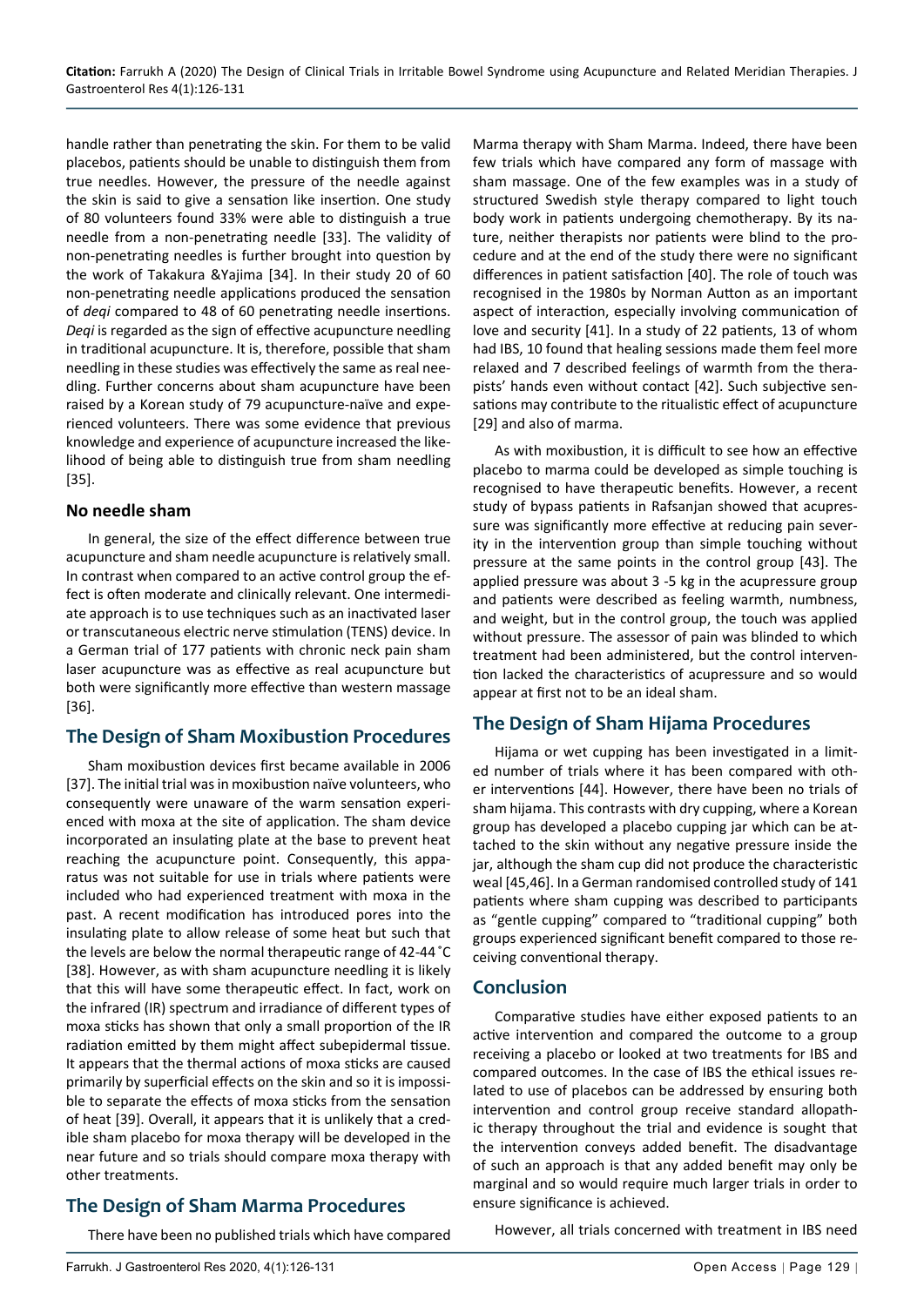handle rather than penetrating the skin. For them to be valid placebos, patients should be unable to distinguish them from true needles. However, the pressure of the needle against the skin is said to give a sensation like insertion. One study of 80 volunteers found 33% were able to distinguish a true needle from a non-penetrating needle [33]. The validity of non-penetrating needles is further brought into question by the work of Takakura &Yajima [34]. In their study 20 of 60 non-penetrating needle applications produced the sensation of *deqi* compared to 48 of 60 penetrating needle insertions. *Deqi* is regarded as the sign of effective acupuncture needling in traditional acupuncture. It is, therefore, possible that sham needling in these studies was effectively the same as real needling. Further concerns about sham acupuncture have been raised by a Korean study of 79 acupuncture-naïve and experienced volunteers. There was some evidence that previous knowledge and experience of acupuncture increased the likelihood of being able to distinguish true from sham needling [35].

### No needle sham

In general, the size of the effect difference between true acupuncture and sham needle acupuncture is relatively small. In contrast when compared to an active control group the effect is often moderate and clinically relevant. One intermediate approach is to use techniques such as an inactivated laser or transcutaneous electric nerve stimulation (TENS) device. In a German trial of 177 patients with chronic neck pain sham laser acupuncture was as effective as real acupuncture but both were significantly more effective than western massage [36].

## The Design of Sham Moxibustion Procedures

Sham moxibustion devices first became available in 2006 [37]. The initial trial was in moxibustion naïve volunteers, who consequently were unaware of the warm sensation experienced with moxa at the site of application. The sham device incorporated an insulating plate at the base to prevent heat reaching the acupuncture point. Consequently, this apparatus was not suitable for use in trials where patients were included who had experienced treatment with moxa in the past. A recent modification has introduced pores into the insulating plate to allow release of some heat but such that the levels are below the normal therapeutic range of 42-44 ˚C [38]. However, as with sham acupuncture needling it is likely that this will have some therapeutic effect. In fact, work on the infrared (IR) spectrum and irradiance of different types of moxa sticks has shown that only a small proportion of the IR radiation emitted by them might affect subepidermal tissue. It appears that the thermal actions of moxa sticks are caused primarily by superficial effects on the skin and so it is impossible to separate the effects of moxa sticks from the sensation of heat [39]. Overall, it appears that it is unlikely that a credible sham placebo for moxa therapy will be developed in the near future and so trials should compare moxa therapy with other treatments.

## The Design of Sham Marma Procedures

There have been no published trials which have compared Marma therapy with Sham Marma. Indeed, there have been few trials which have compared any form of massage with sham massage. One of the few examples was in a study of structured Swedish style therapy compared to light touch body work in patients undergoing chemotherapy. By its nature, neither therapists nor patients were blind to the procedure and at the end of the study there were no significant differences in patient satisfaction [40]. The role of touch was recognised in the 1980s by Norman Autton as an important aspect of interaction, especially involving communication of love and security [41]. In a study of 22 patients, 13 of whom had IBS, 10 found that healing sessions made them feel more relaxed and 7 described feelings of warmth from the therapists' hands even without contact [42]. Such subjective sensations may contribute to the ritualistic effect of acupuncture [29] and also of marma.

As with moxibustion, it is difficult to see how an effective placebo to marma could be developed as simple touching is recognised to have therapeutic benefits. However, a recent study of bypass patients in Rafsanjan showed that acupressure was significantly more effective at reducing pain severity in the intervention group than simple touching without pressure at the same points in the control group [43]. The applied pressure was about 3 -5 kg in the acupressure group and patients were described as feeling warmth, numbness, and weight, but in the control group, the touch was applied without pressure. The assessor of pain was blinded to which treatment had been administered, but the control intervention lacked the characteristics of acupressure and so would appear at first not to be an ideal sham.

## The Design of Sham Hijama Procedures

Hijama or wet cupping has been investigated in a limited number of trials where it has been compared with other interventions [44]. However, there have been no trials of sham hijama. This contrasts with dry cupping, where a Korean group has developed a placebo cupping jar which can be attached to the skin without any negative pressure inside the jar, although the sham cup did not produce the characteristic weal [45,46]. In a German randomised controlled study of 141 patients where sham cupping was described to participants as "gentle cupping" compared to "traditional cupping" both groups experienced significant benefit compared to those receiving conventional therapy.

## Conclusion

Comparative studies have either exposed patients to an active intervention and compared the outcome to a group receiving a placebo or looked at two treatments for IBS and compared outcomes. In the case of IBS the ethical issues related to use of placebos can be addressed by ensuring both intervention and control group receive standard allopathic therapy throughout the trial and evidence is sought that the intervention conveys added benefit. The disadvantage of such an approach is that any added benefit may only be marginal and so would require much larger trials in order to ensure significance is achieved.

However, all trials concerned with treatment in IBS need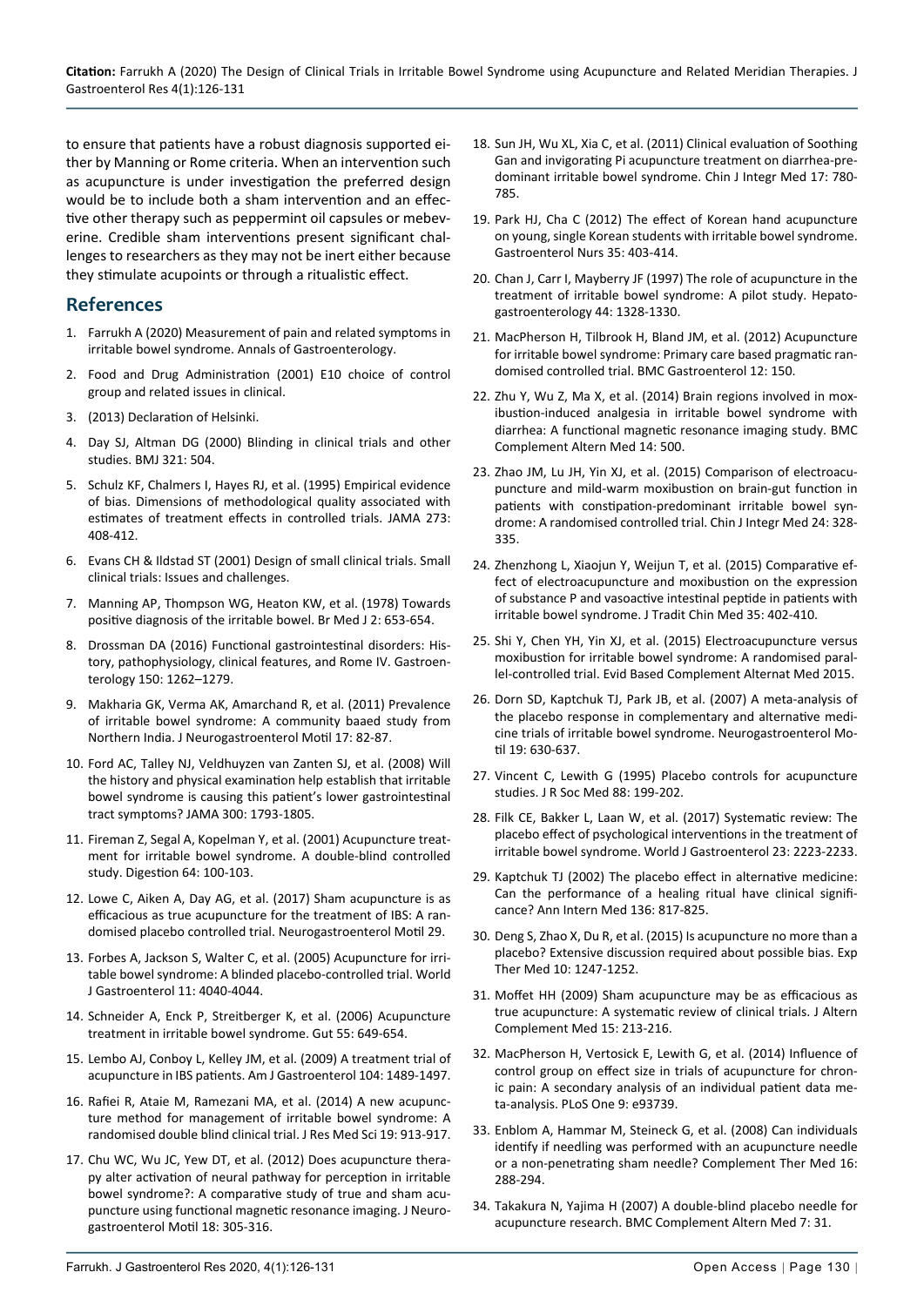to ensure that patients have a robust diagnosis supported either by Manning or Rome criteria. When an intervention such as acupuncture is under investigation the preferred design would be to include both a sham intervention and an effective other therapy such as peppermint oil capsules or mebeverine. Credible sham interventions present significant challenges to researchers as they may not be inert either because they stimulate acupoints or through a ritualistic effect.

## References

1. Farrukh A (2020) Measurement of pain and related symptoms in irritable bowel syndrome. Annals of Gastroenterology.
2. Food and Drug Administration (2001) E10 choice of control group and related issues in clinical.
3. (2013) Declaration of Helsinki.
4. Day SJ, Altman DG (2000) Blinding in clinical trials and other studies. BMJ 321: 504.
5. Schulz KF, Chalmers I, Hayes RJ, et al. (1995) Empirical evidence of bias. Dimensions of methodological quality associated with estimates of treatment effects in controlled trials. JAMA 273: 408-412.
6. Evans CH & Ildstad ST (2001) Design of small clinical trials. Small clinical trials: Issues and challenges.
7. Manning AP, Thompson WG, Heaton KW, et al. (1978) Towards positive diagnosis of the irritable bowel. Br Med J 2: 653-654.
8. Drossman DA (2016) Functional gastrointestinal disorders: History, pathophysiology, clinical features, and Rome IV. Gastroenterology 150: 1262–1279.
9. Makharia GK, Verma AK, Amarchand R, et al. (2011) Prevalence of irritable bowel syndrome: A community baaed study from Northern India. J Neurogastroenterol Motil 17: 82-87.
10. Ford AC, Talley NJ, Veldhuyzen van Zanten SJ, et al. (2008) Will the history and physical examination help establish that irritable bowel syndrome is causing this patient's lower gastrointestinal tract symptoms? JAMA 300: 1793-1805.
11. Fireman Z, Segal A, Kopelman Y, et al. (2001) Acupuncture treatment for irritable bowel syndrome. A double-blind controlled study. Digestion 64: 100-103.
12. Lowe C, Aiken A, Day AG, et al. (2017) Sham acupuncture is as efficacious as true acupuncture for the treatment of IBS: A randomised placebo controlled trial. Neurogastroenterol Motil 29.
13. Forbes A, Jackson S, Walter C, et al. (2005) Acupuncture for irritable bowel syndrome: A blinded placebo-controlled trial. World J Gastroenterol 11: 4040-4044.
14. Schneider A, Enck P, Streitberger K, et al. (2006) Acupuncture treatment in irritable bowel syndrome. Gut 55: 649-654.
15. Lembo AJ, Conboy L, Kelley JM, et al. (2009) A treatment trial of acupuncture in IBS patients. Am J Gastroenterol 104: 1489-1497.
16. Rafiei R, Ataie M, Ramezani MA, et al. (2014) A new acupuncture method for management of irritable bowel syndrome: A randomised double blind clinical trial. J Res Med Sci 19: 913-917.
17. Chu WC, Wu JC, Yew DT, et al. (2012) Does acupuncture therapy alter activation of neural pathway for perception in irritable bowel syndrome?: A comparative study of true and sham acupuncture using functional magnetic resonance imaging. J Neurogastroenterol Motil 18: 305-316.
18. Sun JH, Wu XL, Xia C, et al. (2011) Clinical evaluation of Soothing Gan and invigorating Pi acupuncture treatment on diarrhea-predominant irritable bowel syndrome. Chin J Integr Med 17: 780-785.
19. Park HJ, Cha C (2012) The effect of Korean hand acupuncture on young, single Korean students with irritable bowel syndrome. Gastroenterol Nurs 35: 403-414.
20. Chan J, Carr I, Mayberry JF (1997) The role of acupuncture in the treatment of irritable bowel syndrome: A pilot study. Hepatogastroenterology 44: 1328-1330.
21. MacPherson H, Tilbrook H, Bland JM, et al. (2012) Acupuncture for irritable bowel syndrome: Primary care based pragmatic randomised controlled trial. BMC Gastroenterol 12: 150.
22. Zhu Y, Wu Z, Ma X, et al. (2014) Brain regions involved in moxibustion-induced analgesia in irritable bowel syndrome with diarrhea: A functional magnetic resonance imaging study. BMC Complement Altern Med 14: 500.
23. Zhao JM, Lu JH, Yin XJ, et al. (2015) Comparison of electroacupuncture and mild-warm moxibustion on brain-gut function in patients with constipation-predominant irritable bowel syndrome: A randomised controlled trial. Chin J Integr Med 24: 328-335.
24. Zhenzhong L, Xiaojun Y, Weijun T, et al. (2015) Comparative effect of electroacupuncture and moxibustion on the expression of substance P and vasoactive intestinal peptide in patients with irritable bowel syndrome. J Tradit Chin Med 35: 402-410.
25. Shi Y, Chen YH, Yin XJ, et al. (2015) Electroacupuncture versus moxibustion for irritable bowel syndrome: A randomised parallel-controlled trial. Evid Based Complement Alternat Med 2015.
26. Dorn SD, Kaptchuk TJ, Park JB, et al. (2007) A meta-analysis of the placebo response in complementary and alternative medicine trials of irritable bowel syndrome. Neurogastroenterol Motil 19: 630-637.
27. Vincent C, Lewith G (1995) Placebo controls for acupuncture studies. J R Soc Med 88: 199-202.
28. Filk CE, Bakker L, Laan W, et al. (2017) Systematic review: The placebo effect of psychological interventions in the treatment of irritable bowel syndrome. World J Gastroenterol 23: 2223-2233.
29. Kaptchuk TJ (2002) The placebo effect in alternative medicine: Can the performance of a healing ritual have clinical significance? Ann Intern Med 136: 817-825.
30. Deng S, Zhao X, Du R, et al. (2015) Is acupuncture no more than a placebo? Extensive discussion required about possible bias. Exp Ther Med 10: 1247-1252.
31. Moffet HH (2009) Sham acupuncture may be as efficacious as true acupuncture: A systematic review of clinical trials. J Altern Complement Med 15: 213-216.
32. MacPherson H, Vertosick E, Lewith G, et al. (2014) Influence of control group on effect size in trials of acupuncture for chronic pain: A secondary analysis of an individual patient data meta-analysis. PLoS One 9: e93739.
33. Enblom A, Hammar M, Steineck G, et al. (2008) Can individuals identify if needling was performed with an acupuncture needle or a non-penetrating sham needle? Complement Ther Med 16: 288-294.
34. Takakura N, Yajima H (2007) A double-blind placebo needle for acupuncture research. BMC Complement Altern Med 7: 31.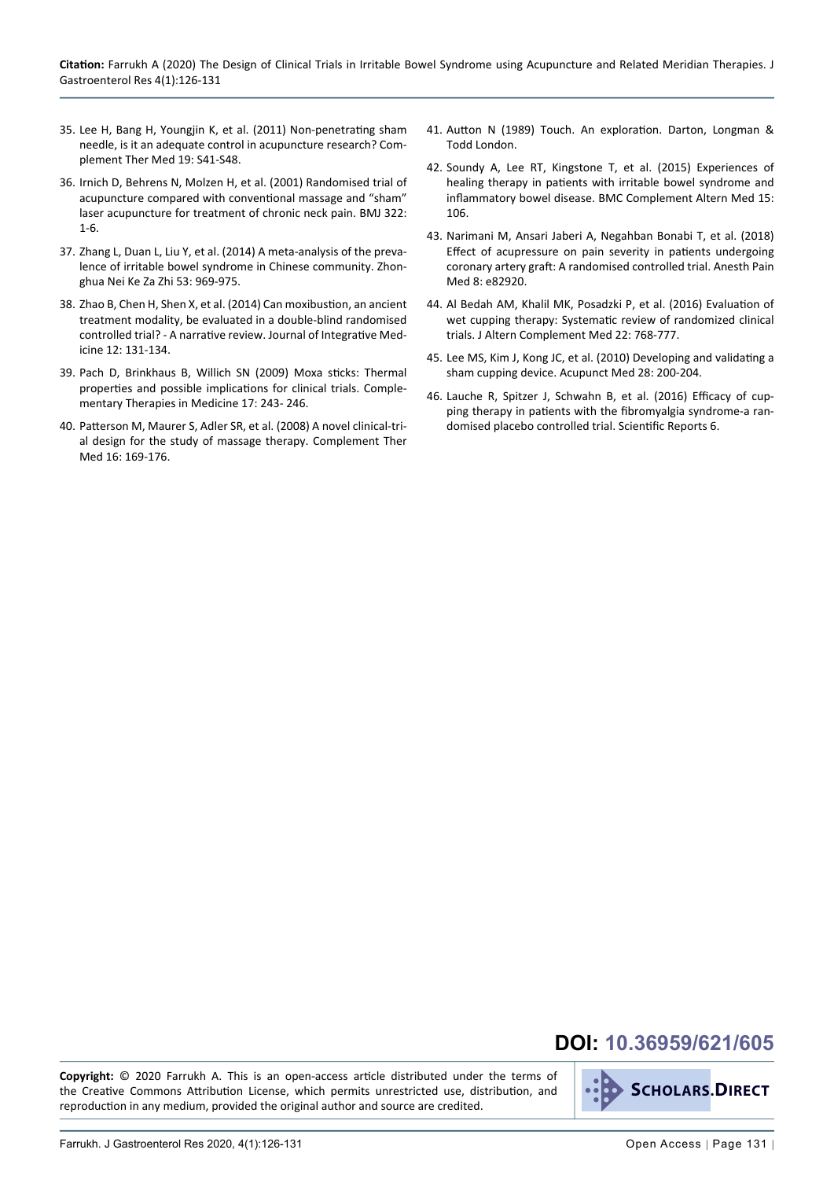35. Lee H, Bang H, Youngjin K, et al. (2011) Non-penetrating sham needle, is it an adequate control in acupuncture research? Complement Ther Med 19: S41-S48.

36. Irnich D, Behrens N, Molzen H, et al. (2001) Randomised trial of acupuncture compared with conventional massage and "sham" laser acupuncture for treatment of chronic neck pain. BMJ 322: 1-6.

37. Zhang L, Duan L, Liu Y, et al. (2014) A meta-analysis of the prevalence of irritable bowel syndrome in Chinese community. Zhonghua Nei Ke Za Zhi 53: 969-975.

38. Zhao B, Chen H, Shen X, et al. (2014) Can moxibustion, an ancient treatment modality, be evaluated in a double-blind randomised controlled trial? - A narrative review. Journal of Integrative Medicine 12: 131-134.

39. Pach D, Brinkhaus B, Willich SN (2009) Moxa sticks: Thermal properties and possible implications for clinical trials. Complementary Therapies in Medicine 17: 243- 246.

40. Patterson M, Maurer S, Adler SR, et al. (2008) A novel clinical-trial design for the study of massage therapy. Complement Ther Med 16: 169-176.

41. Autton N (1989) Touch. An exploration. Darton, Longman & Todd London.

42. Soundy A, Lee RT, Kingstone T, et al. (2015) Experiences of healing therapy in patients with irritable bowel syndrome and inflammatory bowel disease. BMC Complement Altern Med 15: 106.

43. Narimani M, Ansari Jaberi A, Negahban Bonabi T, et al. (2018) Effect of acupressure on pain severity in patients undergoing coronary artery graft: A randomised controlled trial. Anesth Pain Med 8: e82920.

44. Al Bedah AM, Khalil MK, Posadzki P, et al. (2016) Evaluation of wet cupping therapy: Systematic review of randomized clinical trials. J Altern Complement Med 22: 768-777.

45. Lee MS, Kim J, Kong JC, et al. (2010) Developing and validating a sham cupping device. Acupunct Med 28: 200-204.

46. Lauche R, Spitzer J, Schwahn B, et al. (2016) Efficacy of cupping therapy in patients with the fibromyalgia syndrome-a randomised placebo controlled trial. Scientific Reports 6.

**DOI: 10.36959/621/605**

**Copyright:** © 2020 Farrukh A. This is an open-access article distributed under the terms of the Creative Commons Attribution License, which permits unrestricted use, distribution, and reproduction in any medium, provided the original author and source are credited.